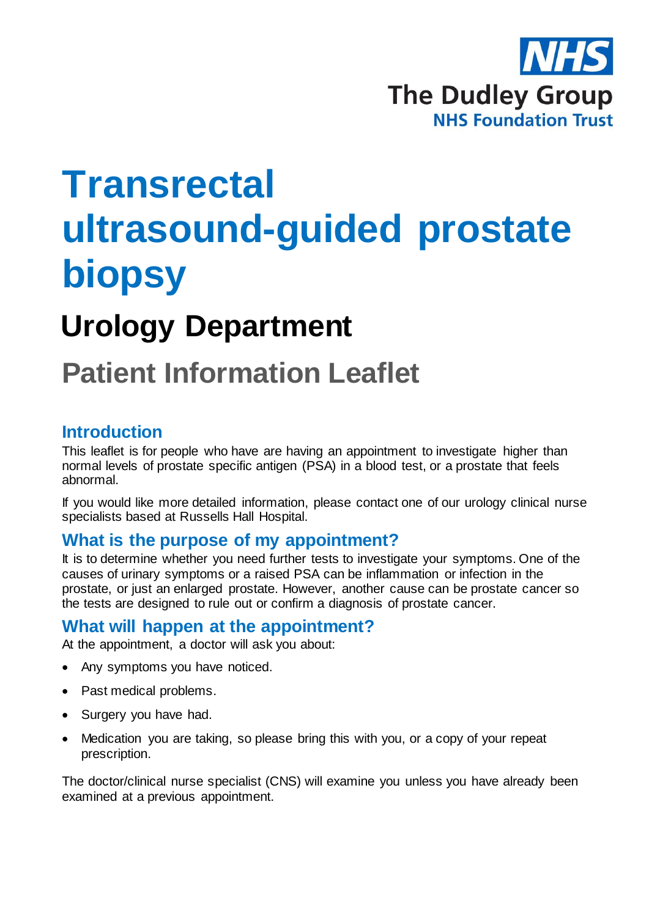NHS

The Dudley Group

NHS Foundation Trust

# Transrectal ultrasound-guided prostate biopsy

## Urology Department

## Patient Information Leaflet

### Introduction

This leaflet is for people who have are having an appointment to investigate higher than normal levels of prostate specific antigen (PSA) in a blood test, or a prostate that feels abnormal.

If you would like more detailed information, please contact one of our urology clinical nurse specialists based at Russells Hall Hospital.

### What is the purpose of my appointment?

It is to determine whether you need further tests to investigate your symptoms. One of the causes of urinary symptoms or a raised PSA can be inflammation or infection in the prostate, or just an enlarged prostate. However, another cause can be prostate cancer so the tests are designed to rule out or confirm a diagnosis of prostate cancer.

### What will happen at the appointment?

At the appointment, a doctor will ask you about:

- Any symptoms you have noticed.
- Past medical problems.
- Surgery you have had.
- Medication you are taking, so please bring this with you, or a copy of your repeat prescription.

The doctor/clinical nurse specialist (CNS) will examine you unless you have already been examined at a previous appointment.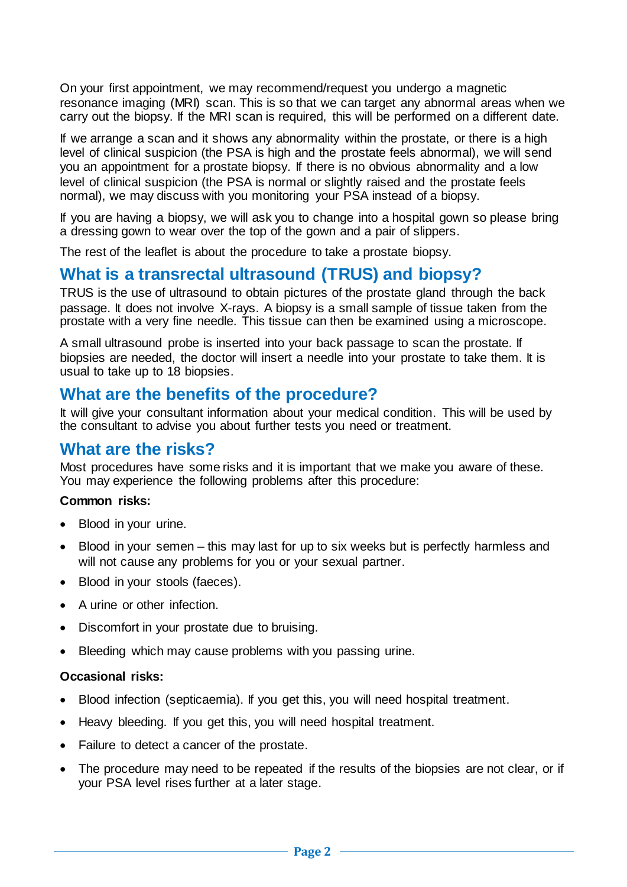On your first appointment, we may recommend/request you undergo a magnetic resonance imaging (MRI) scan. This is so that we can target any abnormal areas when we carry out the biopsy. If the MRI scan is required, this will be performed on a different date.

If we arrange a scan and it shows any abnormality within the prostate, or there is a high level of clinical suspicion (the PSA is high and the prostate feels abnormal), we will send you an appointment for a prostate biopsy. If there is no obvious abnormality and a low level of clinical suspicion (the PSA is normal or slightly raised and the prostate feels normal), we may discuss with you monitoring your PSA instead of a biopsy.

If you are having a biopsy, we will ask you to change into a hospital gown so please bring a dressing gown to wear over the top of the gown and a pair of slippers.

The rest of the leaflet is about the procedure to take a prostate biopsy.

## What is a transrectal ultrasound (TRUS) and biopsy?

TRUS is the use of ultrasound to obtain pictures of the prostate gland through the back passage. It does not involve X-rays. A biopsy is a small sample of tissue taken from the prostate with a very fine needle. This tissue can then be examined using a microscope.

A small ultrasound probe is inserted into your back passage to scan the prostate. If biopsies are needed, the doctor will insert a needle into your prostate to take them. It is usual to take up to 18 biopsies.

## What are the benefits of the procedure?

It will give your consultant information about your medical condition. This will be used by the consultant to advise you about further tests you need or treatment.

## What are the risks?

Most procedures have some risks and it is important that we make you aware of these. You may experience the following problems after this procedure:

**Common risks:**

- Blood in your urine.
- Blood in your semen – this may last for up to six weeks but is perfectly harmless and will not cause any problems for you or your sexual partner.
- Blood in your stools (faeces).
- A urine or other infection.
- Discomfort in your prostate due to bruising.
- Bleeding which may cause problems with you passing urine.

**Occasional risks:**

- Blood infection (septicaemia). If you get this, you will need hospital treatment.
- Heavy bleeding. If you get this, you will need hospital treatment.
- Failure to detect a cancer of the prostate.
- The procedure may need to be repeated if the results of the biopsies are not clear, or if your PSA level rises further at a later stage.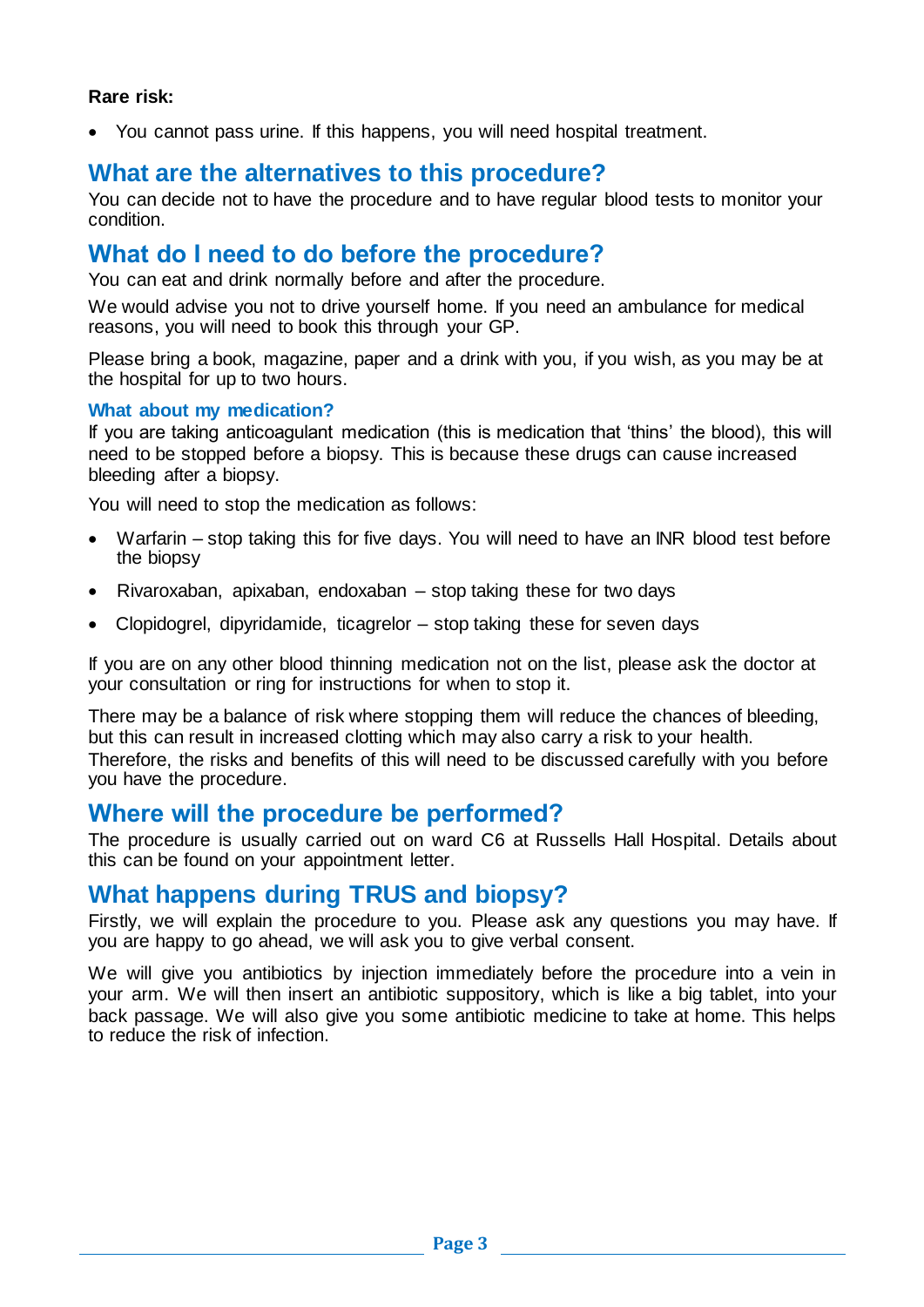**Rare risk:**

- You cannot pass urine. If this happens, you will need hospital treatment.

## What are the alternatives to this procedure?

You can decide not to have the procedure and to have regular blood tests to monitor your condition.

## What do I need to do before the procedure?

You can eat and drink normally before and after the procedure.

We would advise you not to drive yourself home. If you need an ambulance for medical reasons, you will need to book this through your GP.

Please bring a book, magazine, paper and a drink with you, if you wish, as you may be at the hospital for up to two hours.

### What about my medication?

If you are taking anticoagulant medication (this is medication that 'thins' the blood), this will need to be stopped before a biopsy. This is because these drugs can cause increased bleeding after a biopsy.

You will need to stop the medication as follows:

- Warfarin – stop taking this for five days. You will need to have an INR blood test before the biopsy
- Rivaroxaban, apixaban, endoxaban – stop taking these for two days
- Clopidogrel, dipyridamide, ticagrelor – stop taking these for seven days

If you are on any other blood thinning medication not on the list, please ask the doctor at your consultation or ring for instructions for when to stop it.

There may be a balance of risk where stopping them will reduce the chances of bleeding, but this can result in increased clotting which may also carry a risk to your health. Therefore, the risks and benefits of this will need to be discussed carefully with you before you have the procedure.

## Where will the procedure be performed?

The procedure is usually carried out on ward C6 at Russells Hall Hospital. Details about this can be found on your appointment letter.

## What happens during TRUS and biopsy?

Firstly, we will explain the procedure to you. Please ask any questions you may have. If you are happy to go ahead, we will ask you to give verbal consent.

We will give you antibiotics by injection immediately before the procedure into a vein in your arm. We will then insert an antibiotic suppository, which is like a big tablet, into your back passage. We will also give you some antibiotic medicine to take at home. This helps to reduce the risk of infection.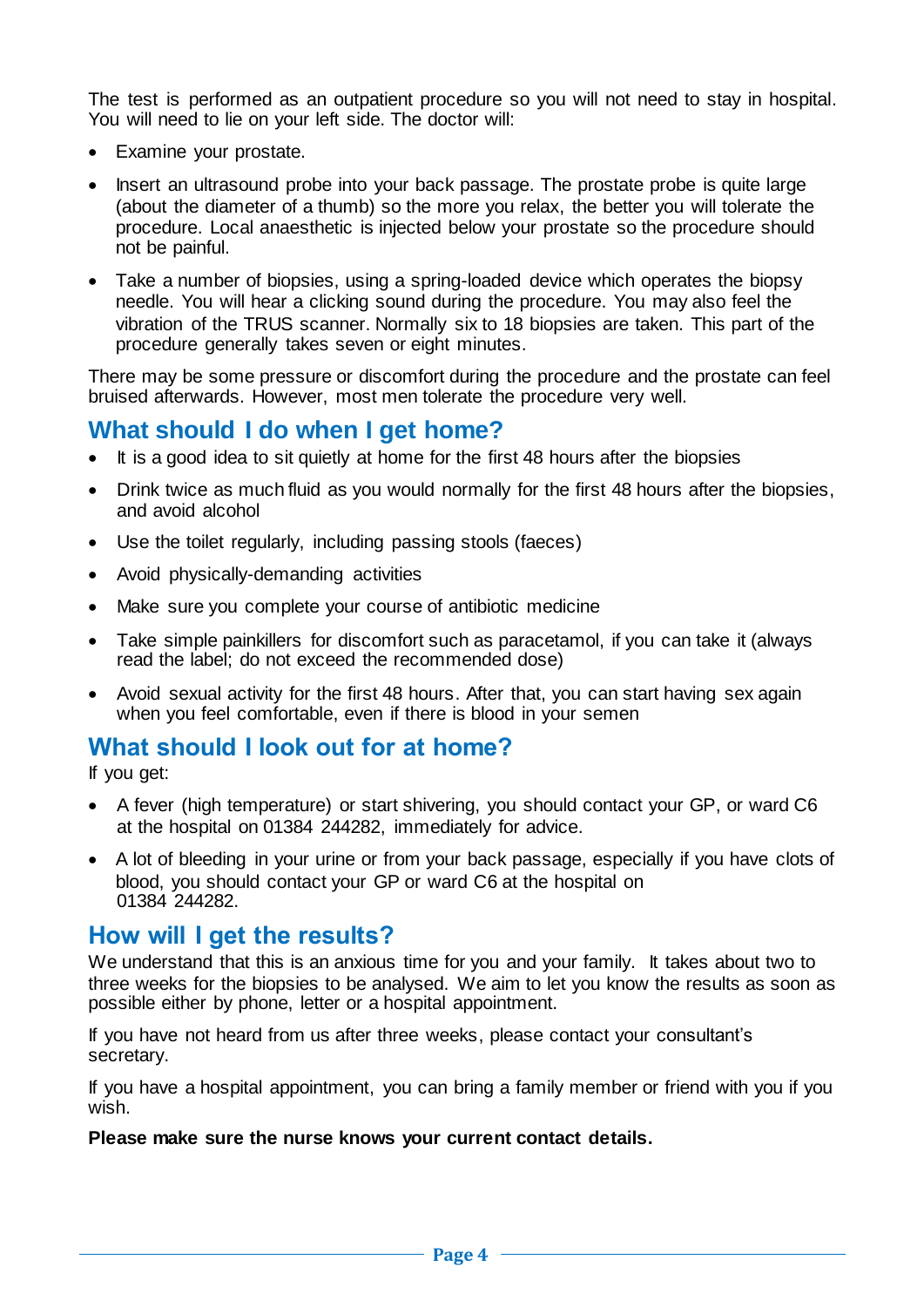The test is performed as an outpatient procedure so you will not need to stay in hospital. You will need to lie on your left side. The doctor will:

- Examine your prostate.
- Insert an ultrasound probe into your back passage. The prostate probe is quite large (about the diameter of a thumb) so the more you relax, the better you will tolerate the procedure. Local anaesthetic is injected below your prostate so the procedure should not be painful.
- Take a number of biopsies, using a spring-loaded device which operates the biopsy needle. You will hear a clicking sound during the procedure. You may also feel the vibration of the TRUS scanner. Normally six to 18 biopsies are taken. This part of the procedure generally takes seven or eight minutes.

There may be some pressure or discomfort during the procedure and the prostate can feel bruised afterwards. However, most men tolerate the procedure very well.

## What should I do when I get home?

- It is a good idea to sit quietly at home for the first 48 hours after the biopsies
- Drink twice as much fluid as you would normally for the first 48 hours after the biopsies, and avoid alcohol
- Use the toilet regularly, including passing stools (faeces)
- Avoid physically-demanding activities
- Make sure you complete your course of antibiotic medicine
- Take simple painkillers for discomfort such as paracetamol, if you can take it (always read the label; do not exceed the recommended dose)
- Avoid sexual activity for the first 48 hours. After that, you can start having sex again when you feel comfortable, even if there is blood in your semen

## What should I look out for at home?

If you get:

- A fever (high temperature) or start shivering, you should contact your GP, or ward C6 at the hospital on 01384 244282, immediately for advice.
- A lot of bleeding in your urine or from your back passage, especially if you have clots of blood, you should contact your GP or ward C6 at the hospital on 01384 244282.

## How will I get the results?

We understand that this is an anxious time for you and your family. It takes about two to three weeks for the biopsies to be analysed. We aim to let you know the results as soon as possible either by phone, letter or a hospital appointment.

If you have not heard from us after three weeks, please contact your consultant's secretary.

If you have a hospital appointment, you can bring a family member or friend with you if you wish.

**Please make sure the nurse knows your current contact details.**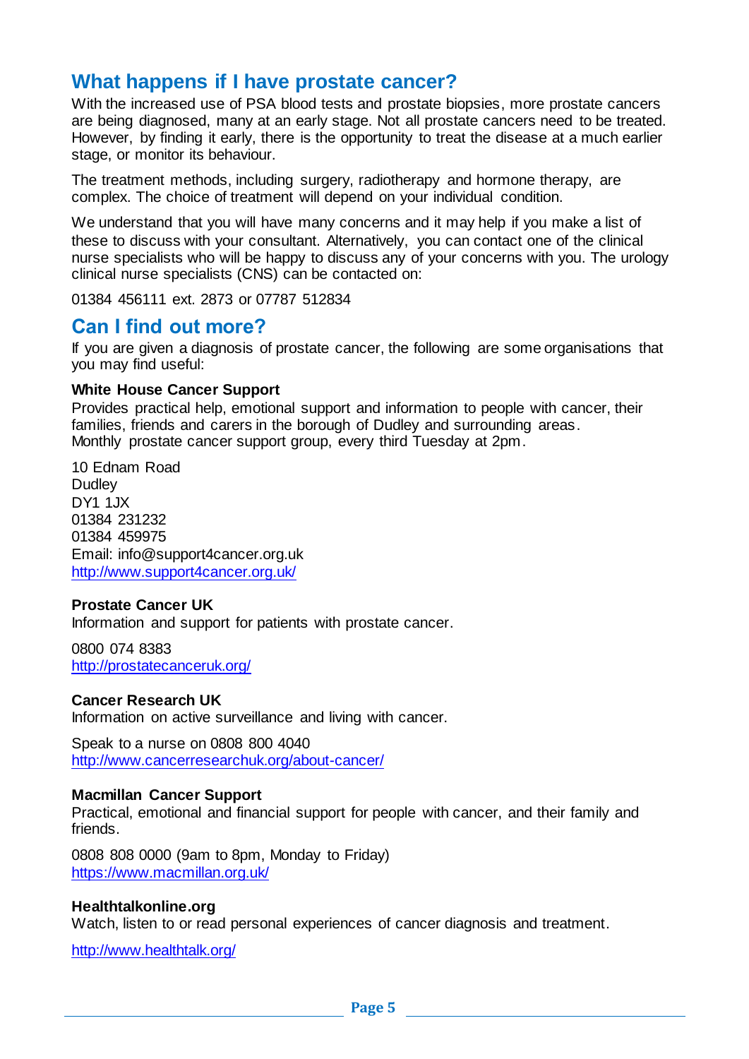## What happens if I have prostate cancer?

With the increased use of PSA blood tests and prostate biopsies, more prostate cancers are being diagnosed, many at an early stage. Not all prostate cancers need to be treated. However, by finding it early, there is the opportunity to treat the disease at a much earlier stage, or monitor its behaviour.

The treatment methods, including surgery, radiotherapy and hormone therapy, are complex. The choice of treatment will depend on your individual condition.

We understand that you will have many concerns and it may help if you make a list of these to discuss with your consultant. Alternatively, you can contact one of the clinical nurse specialists who will be happy to discuss any of your concerns with you. The urology clinical nurse specialists (CNS) can be contacted on:

01384 456111 ext. 2873 or 07787 512834

## Can I find out more?

If you are given a diagnosis of prostate cancer, the following are some organisations that you may find useful:

**White House Cancer Support**

Provides practical help, emotional support and information to people with cancer, their families, friends and carers in the borough of Dudley and surrounding areas.
Monthly prostate cancer support group, every third Tuesday at 2pm.

10 Ednam Road
Dudley
DY1 1JX
01384 231232
01384 459975
Email: info@support4cancer.org.uk
http://www.support4cancer.org.uk/

**Prostate Cancer UK**

Information and support for patients with prostate cancer.

0800 074 8383
http://prostatecanceruk.org/

**Cancer Research UK**

Information on active surveillance and living with cancer.

Speak to a nurse on 0808 800 4040
http://www.cancerresearchuk.org/about-cancer/

**Macmillan Cancer Support**

Practical, emotional and financial support for people with cancer, and their family and friends.

0808 808 0000 (9am to 8pm, Monday to Friday)
https://www.macmillan.org.uk/

**Healthtalkonline.org**

Watch, listen to or read personal experiences of cancer diagnosis and treatment.

http://www.healthtalk.org/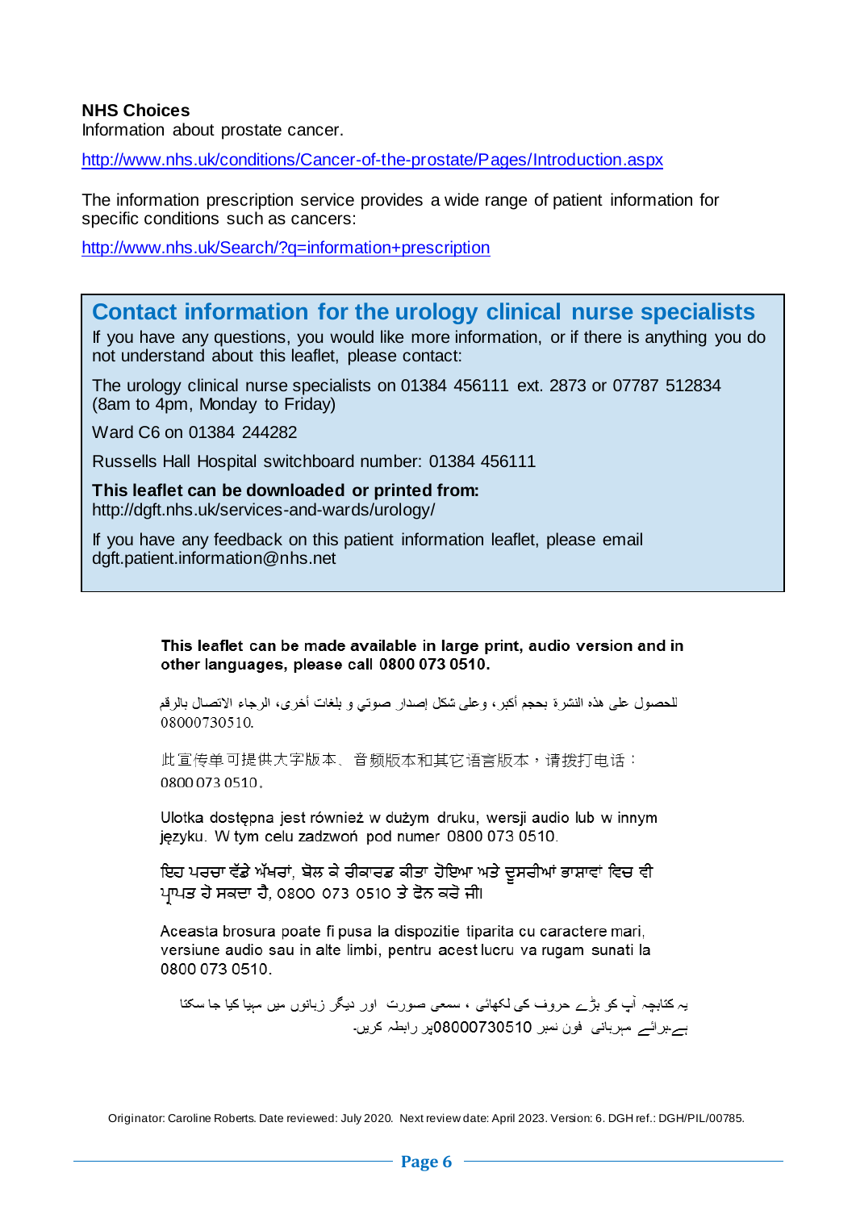**NHS Choices**
Information about prostate cancer.

http://www.nhs.uk/conditions/Cancer-of-the-prostate/Pages/Introduction.aspx

The information prescription service provides a wide range of patient information for specific conditions such as cancers:

http://www.nhs.uk/Search/?q=information+prescription

## Contact information for the urology clinical nurse specialists

If you have any questions, you would like more information, or if there is anything you do not understand about this leaflet, please contact:

The urology clinical nurse specialists on 01384 456111 ext. 2873 or 07787 512834 (8am to 4pm, Monday to Friday)

Ward C6 on 01384 244282

Russells Hall Hospital switchboard number: 01384 456111

**This leaflet can be downloaded or printed from:**
http://dgft.nhs.uk/services-and-wards/urology/

If you have any feedback on this patient information leaflet, please email dgft.patient.information@nhs.net

**This leaflet can be made available in large print, audio version and in other languages, please call 0800 073 0510.**

للحصول على هذه النشرة بحجم أكبر، وعلى شكل إصدار صوتي و بلغات أخرى، الرجاء الاتصال بالرقم 08000730510.

此宣传单可提供大字版本、音频版本和其它语言版本，请拨打电话：0800 073 0510。

Ulotka dostępna jest również w dużym druku, wersji audio lub w innym języku. W tym celu zadzwoń pod numer 0800 073 0510.

ਇਹ ਪਰਚਾ ਵੱਡੇ ਅੱਖਰਾਂ, ਬੋਲ ਕੇ ਰੀਕਾਰਡ ਕੀਤਾ ਹੋਇਆ ਅਤੇ ਦੂਸਰੀਆਂ ਭਾਸ਼ਾਵਾਂ ਵਿਚ ਵੀ ਪ੍ਰਾਪਤ ਹੋ ਸਕਦਾ ਹੈ, 0800 073 0510 ਤੇ ਫੋਨ ਕਰੋ ਜੀ।

Aceasta brosura poate fi pusa la dispozitie tiparita cu caractere mari, versiune audio sau in alte limbi, pentru acest lucru va rugam sunati la 0800 073 0510.

یہ کتابچہ آپ کو بڑے حروف کی لکھائی ، سمعی صورت اور دیگر زبانوں میں مہیا کیا جا سکتا ہے۔برائے مہربانی فون نمبر 08000730510پر رابطہ کریں۔

Originator: Caroline Roberts. Date reviewed: July 2020. Next review date: April 2023. Version: 6. DGH ref.: DGH/PIL/00785.